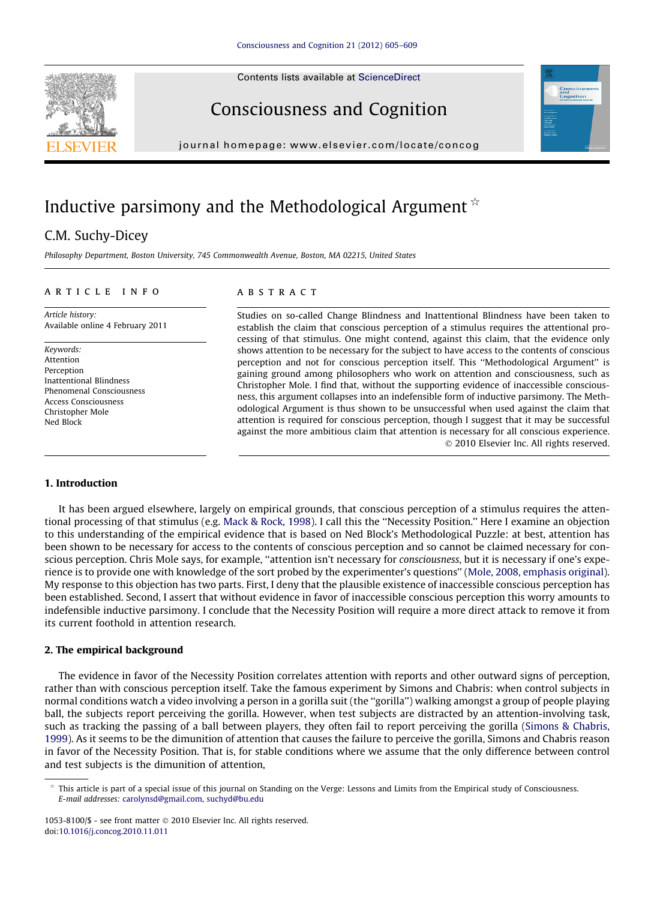Contents lists available at ScienceDirect

# Consciousness and Cognition

journal homepage: www.elsevier.com/locate/concog

# Inductive parsimony and the Methodological Argument ☆

C.M. Suchy-Dicey

*Philosophy Department, Boston University, 745 Commonwealth Avenue, Boston, MA 02215, United States*

**ARTICLE INFO**

*Article history:*
Available online 4 February 2011

*Keywords:*
Attention
Perception
Inattentional Blindness
Phenomenal Consciousness
Access Consciousness
Christopher Mole
Ned Block

**ABSTRACT**

Studies on so-called Change Blindness and Inattentional Blindness have been taken to establish the claim that conscious perception of a stimulus requires the attentional processing of that stimulus. One might contend, against this claim, that the evidence only shows attention to be necessary for the subject to have access to the contents of conscious perception and not for conscious perception itself. This ''Methodological Argument'' is gaining ground among philosophers who work on attention and consciousness, such as Christopher Mole. I find that, without the supporting evidence of inaccessible consciousness, this argument collapses into an indefensible form of inductive parsimony. The Methodological Argument is thus shown to be unsuccessful when used against the claim that attention is required for conscious perception, though I suggest that it may be successful against the more ambitious claim that attention is necessary for all conscious experience.

© 2010 Elsevier Inc. All rights reserved.

## 1. Introduction

It has been argued elsewhere, largely on empirical grounds, that conscious perception of a stimulus requires the attentional processing of that stimulus (e.g. Mack & Rock, 1998). I call this the ''Necessity Position.'' Here I examine an objection to this understanding of the empirical evidence that is based on Ned Block's Methodological Puzzle: at best, attention has been shown to be necessary for access to the contents of conscious perception and so cannot be claimed necessary for conscious perception. Chris Mole says, for example, ''attention isn't necessary for *consciousness*, but it is necessary if one's experience is to provide one with knowledge of the sort probed by the experimenter's questions'' (Mole, 2008, emphasis original). My response to this objection has two parts. First, I deny that the plausible existence of inaccessible conscious perception has been established. Second, I assert that without evidence in favor of inaccessible conscious perception this worry amounts to indefensible inductive parsimony. I conclude that the Necessity Position will require a more direct attack to remove it from its current foothold in attention research.

## 2. The empirical background

The evidence in favor of the Necessity Position correlates attention with reports and other outward signs of perception, rather than with conscious perception itself. Take the famous experiment by Simons and Chabris: when control subjects in normal conditions watch a video involving a person in a gorilla suit (the ''gorilla'') walking amongst a group of people playing ball, the subjects report perceiving the gorilla. However, when test subjects are distracted by an attention-involving task, such as tracking the passing of a ball between players, they often fail to report perceiving the gorilla (Simons & Chabris, 1999). As it seems to be the dimunition of attention that causes the failure to perceive the gorilla, Simons and Chabris reason in favor of the Necessity Position. That is, for stable conditions where we assume that the only difference between control and test subjects is the dimunition of attention,

☆ This article is part of a special issue of this journal on Standing on the Verge: Lessons and Limits from the Empirical study of Consciousness.
*E-mail addresses:* carolynsd@gmail.com, suchyd@bu.edu

1053-8100/$ - see front matter © 2010 Elsevier Inc. All rights reserved.
doi:10.1016/j.concog.2010.11.011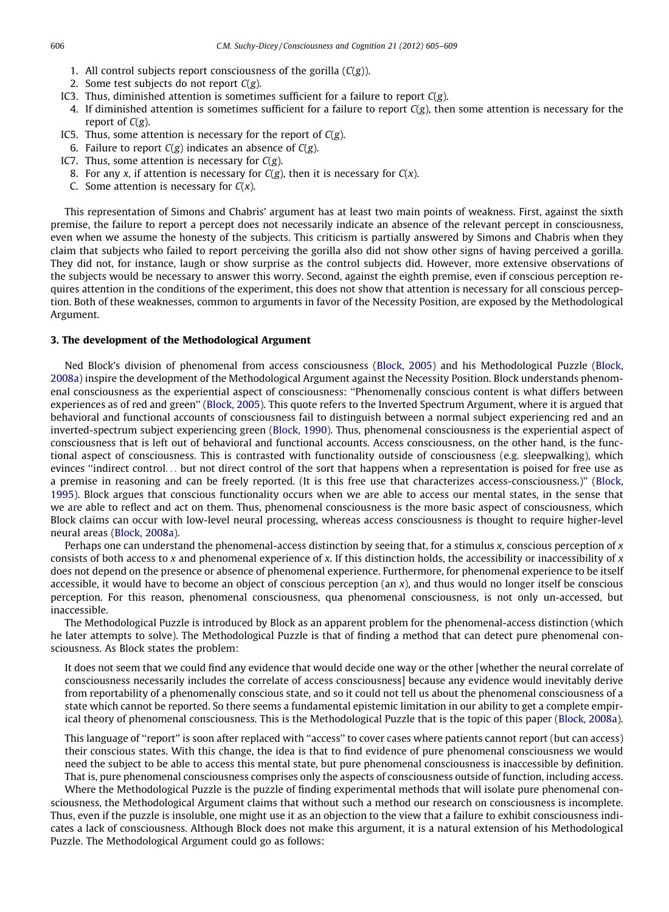1. All control subjects report consciousness of the gorilla ($C(g)$).
2. Some test subjects do not report $C(g)$.

IC3. Thus, diminished attention is sometimes sufficient for a failure to report $C(g)$.

4. If diminished attention is sometimes sufficient for a failure to report $C(g)$, then some attention is necessary for the report of $C(g)$.

IC5. Thus, some attention is necessary for the report of $C(g)$.

6. Failure to report $C(g)$ indicates an absence of $C(g)$.

IC7. Thus, some attention is necessary for $C(g)$.

8. For any $x$, if attention is necessary for $C(g)$, then it is necessary for $C(x)$.

C. Some attention is necessary for $C(x)$.

This representation of Simons and Chabris' argument has at least two main points of weakness. First, against the sixth premise, the failure to report a percept does not necessarily indicate an absence of the relevant percept in consciousness, even when we assume the honesty of the subjects. This criticism is partially answered by Simons and Chabris when they claim that subjects who failed to report perceiving the gorilla also did not show other signs of having perceived a gorilla. They did not, for instance, laugh or show surprise as the control subjects did. However, more extensive observations of the subjects would be necessary to answer this worry. Second, against the eighth premise, even if conscious perception requires attention in the conditions of the experiment, this does not show that attention is necessary for all conscious perception. Both of these weaknesses, common to arguments in favor of the Necessity Position, are exposed by the Methodological Argument.

## 3. The development of the Methodological Argument

Ned Block's division of phenomenal from access consciousness (Block, 2005) and his Methodological Puzzle (Block, 2008a) inspire the development of the Methodological Argument against the Necessity Position. Block understands phenomenal consciousness as the experiential aspect of consciousness: "Phenomenally conscious content is what differs between experiences as of red and green" (Block, 2005). This quote refers to the Inverted Spectrum Argument, where it is argued that behavioral and functional accounts of consciousness fail to distinguish between a normal subject experiencing red and an inverted-spectrum subject experiencing green (Block, 1990). Thus, phenomenal consciousness is the experiential aspect of consciousness that is left out of behavioral and functional accounts. Access consciousness, on the other hand, is the functional aspect of consciousness. This is contrasted with functionality outside of consciousness (e.g. sleepwalking), which evinces "indirect control… but not direct control of the sort that happens when a representation is poised for free use as a premise in reasoning and can be freely reported. (It is this free use that characterizes access-consciousness.)" (Block, 1995). Block argues that conscious functionality occurs when we are able to access our mental states, in the sense that we are able to reflect and act on them. Thus, phenomenal consciousness is the more basic aspect of consciousness, which Block claims can occur with low-level neural processing, whereas access consciousness is thought to require higher-level neural areas (Block, 2008a).

Perhaps one can understand the phenomenal-access distinction by seeing that, for a stimulus $x$, conscious perception of $x$ consists of both access to $x$ and phenomenal experience of $x$. If this distinction holds, the accessibility or inaccessibility of $x$ does not depend on the presence or absence of phenomenal experience. Furthermore, for phenomenal experience to be itself accessible, it would have to become an object of conscious perception (an $x$), and thus would no longer itself be conscious perception. For this reason, phenomenal consciousness, qua phenomenal consciousness, is not only un-accessed, but inaccessible.

The Methodological Puzzle is introduced by Block as an apparent problem for the phenomenal-access distinction (which he later attempts to solve). The Methodological Puzzle is that of finding a method that can detect pure phenomenal consciousness. As Block states the problem:

> It does not seem that we could find any evidence that would decide one way or the other [whether the neural correlate of consciousness necessarily includes the correlate of access consciousness] because any evidence would inevitably derive from reportability of a phenomenally conscious state, and so it could not tell us about the phenomenal consciousness of a state which cannot be reported. So there seems a fundamental epistemic limitation in our ability to get a complete empirical theory of phenomenal consciousness. This is the Methodological Puzzle that is the topic of this paper (Block, 2008a).

This language of "report" is soon after replaced with "access" to cover cases where patients cannot report (but can access) their conscious states. With this change, the idea is that to find evidence of pure phenomenal consciousness we would need the subject to be able to access this mental state, but pure phenomenal consciousness is inaccessible by definition. That is, pure phenomenal consciousness comprises only the aspects of consciousness outside of function, including access.

Where the Methodological Puzzle is the puzzle of finding experimental methods that will isolate pure phenomenal consciousness, the Methodological Argument claims that without such a method our research on consciousness is incomplete. Thus, even if the puzzle is insoluble, one might use it as an objection to the view that a failure to exhibit consciousness indicates a lack of consciousness. Although Block does not make this argument, it is a natural extension of his Methodological Puzzle. The Methodological Argument could go as follows: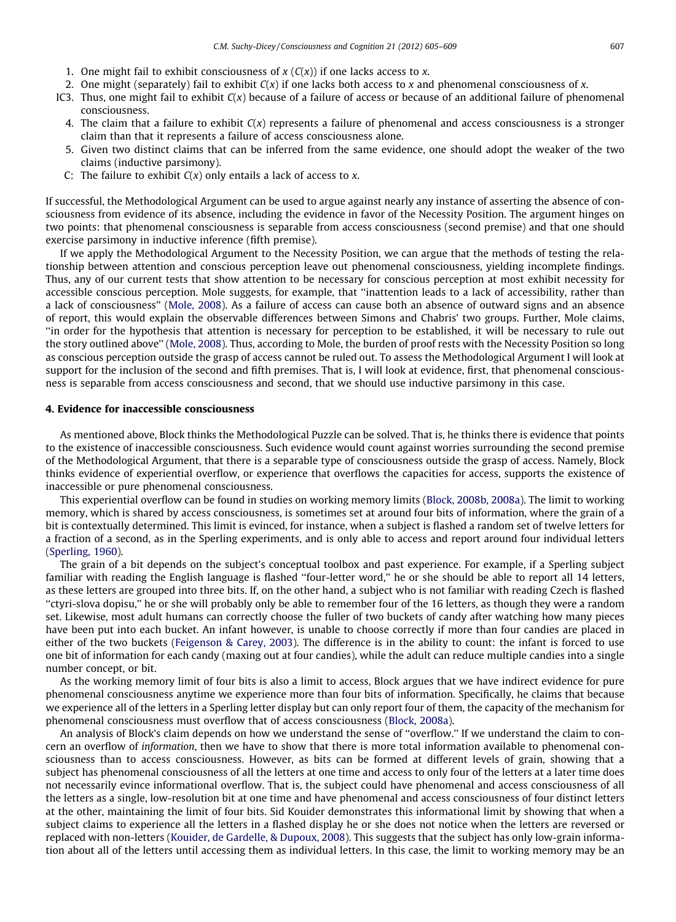1. One might fail to exhibit consciousness of $x$ ($C(x)$) if one lacks access to $x$.
2. One might (separately) fail to exhibit $C(x)$ if one lacks both access to $x$ and phenomenal consciousness of $x$.

IC3. Thus, one might fail to exhibit $C(x)$ because of a failure of access or because of an additional failure of phenomenal consciousness.

4. The claim that a failure to exhibit $C(x)$ represents a failure of phenomenal and access consciousness is a stronger claim than that it represents a failure of access consciousness alone.
5. Given two distinct claims that can be inferred from the same evidence, one should adopt the weaker of the two claims (inductive parsimony).

C: The failure to exhibit $C(x)$ only entails a lack of access to $x$.

If successful, the Methodological Argument can be used to argue against nearly any instance of asserting the absence of consciousness from evidence of its absence, including the evidence in favor of the Necessity Position. The argument hinges on two points: that phenomenal consciousness is separable from access consciousness (second premise) and that one should exercise parsimony in inductive inference (fifth premise).

If we apply the Methodological Argument to the Necessity Position, we can argue that the methods of testing the relationship between attention and conscious perception leave out phenomenal consciousness, yielding incomplete findings. Thus, any of our current tests that show attention to be necessary for conscious perception at most exhibit necessity for accessible conscious perception. Mole suggests, for example, that ''inattention leads to a lack of accessibility, rather than a lack of consciousness'' (Mole, 2008). As a failure of access can cause both an absence of outward signs and an absence of report, this would explain the observable differences between Simons and Chabris' two groups. Further, Mole claims, ''in order for the hypothesis that attention is necessary for perception to be established, it will be necessary to rule out the story outlined above'' (Mole, 2008). Thus, according to Mole, the burden of proof rests with the Necessity Position so long as conscious perception outside the grasp of access cannot be ruled out. To assess the Methodological Argument I will look at support for the inclusion of the second and fifth premises. That is, I will look at evidence, first, that phenomenal consciousness is separable from access consciousness and second, that we should use inductive parsimony in this case.

## 4. Evidence for inaccessible consciousness

As mentioned above, Block thinks the Methodological Puzzle can be solved. That is, he thinks there is evidence that points to the existence of inaccessible consciousness. Such evidence would count against worries surrounding the second premise of the Methodological Argument, that there is a separable type of consciousness outside the grasp of access. Namely, Block thinks evidence of experiential overflow, or experience that overflows the capacities for access, supports the existence of inaccessible or pure phenomenal consciousness.

This experiential overflow can be found in studies on working memory limits (Block, 2008b, 2008a). The limit to working memory, which is shared by access consciousness, is sometimes set at around four bits of information, where the grain of a bit is contextually determined. This limit is evinced, for instance, when a subject is flashed a random set of twelve letters for a fraction of a second, as in the Sperling experiments, and is only able to access and report around four individual letters (Sperling, 1960).

The grain of a bit depends on the subject's conceptual toolbox and past experience. For example, if a Sperling subject familiar with reading the English language is flashed ''four-letter word,'' he or she should be able to report all 14 letters, as these letters are grouped into three bits. If, on the other hand, a subject who is not familiar with reading Czech is flashed ''ctyri-slova dopisu,'' he or she will probably only be able to remember four of the 16 letters, as though they were a random set. Likewise, most adult humans can correctly choose the fuller of two buckets of candy after watching how many pieces have been put into each bucket. An infant however, is unable to choose correctly if more than four candies are placed in either of the two buckets (Feigenson & Carey, 2003). The difference is in the ability to count: the infant is forced to use one bit of information for each candy (maxing out at four candies), while the adult can reduce multiple candies into a single number concept, or bit.

As the working memory limit of four bits is also a limit to access, Block argues that we have indirect evidence for pure phenomenal consciousness anytime we experience more than four bits of information. Specifically, he claims that because we experience all of the letters in a Sperling letter display but can only report four of them, the capacity of the mechanism for phenomenal consciousness must overflow that of access consciousness (Block, 2008a).

An analysis of Block's claim depends on how we understand the sense of ''overflow.'' If we understand the claim to concern an overflow of *information*, then we have to show that there is more total information available to phenomenal consciousness than to access consciousness. However, as bits can be formed at different levels of grain, showing that a subject has phenomenal consciousness of all the letters at one time and access to only four of the letters at a later time does not necessarily evince informational overflow. That is, the subject could have phenomenal and access consciousness of all the letters as a single, low-resolution bit at one time and have phenomenal and access consciousness of four distinct letters at the other, maintaining the limit of four bits. Sid Kouider demonstrates this informational limit by showing that when a subject claims to experience all the letters in a flashed display he or she does not notice when the letters are reversed or replaced with non-letters (Kouider, de Gardelle, & Dupoux, 2008). This suggests that the subject has only low-grain information about all of the letters until accessing them as individual letters. In this case, the limit to working memory may be an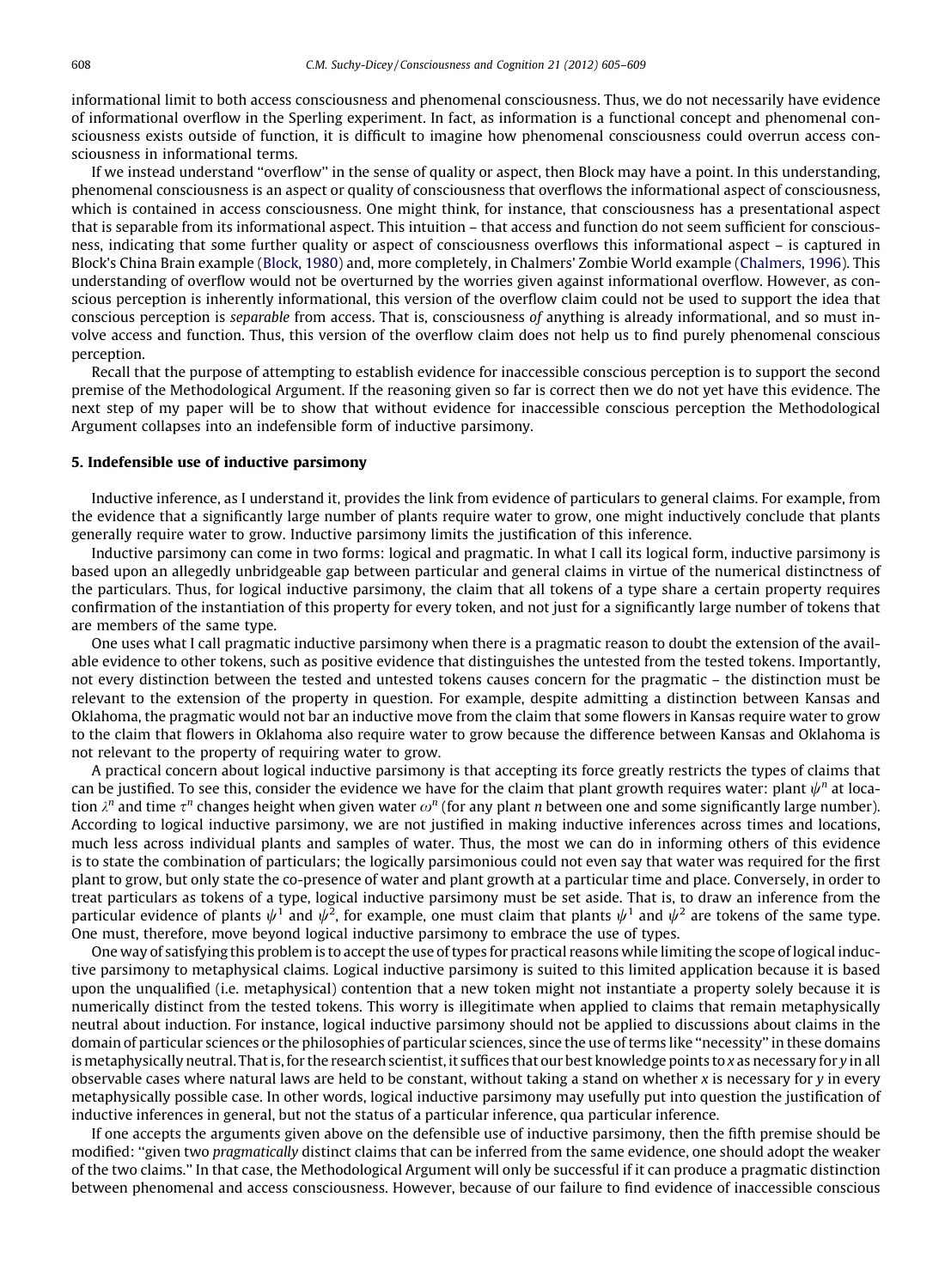informational limit to both access consciousness and phenomenal consciousness. Thus, we do not necessarily have evidence of informational overflow in the Sperling experiment. In fact, as information is a functional concept and phenomenal consciousness exists outside of function, it is difficult to imagine how phenomenal consciousness could overrun access consciousness in informational terms.

If we instead understand "overflow" in the sense of quality or aspect, then Block may have a point. In this understanding, phenomenal consciousness is an aspect or quality of consciousness that overflows the informational aspect of consciousness, which is contained in access consciousness. One might think, for instance, that consciousness has a presentational aspect that is separable from its informational aspect. This intuition – that access and function do not seem sufficient for consciousness, indicating that some further quality or aspect of consciousness overflows this informational aspect – is captured in Block's China Brain example (Block, 1980) and, more completely, in Chalmers' Zombie World example (Chalmers, 1996). This understanding of overflow would not be overturned by the worries given against informational overflow. However, as conscious perception is inherently informational, this version of the overflow claim could not be used to support the idea that conscious perception is *separable* from access. That is, consciousness *of* anything is already informational, and so must involve access and function. Thus, this version of the overflow claim does not help us to find purely phenomenal conscious perception.

Recall that the purpose of attempting to establish evidence for inaccessible conscious perception is to support the second premise of the Methodological Argument. If the reasoning given so far is correct then we do not yet have this evidence. The next step of my paper will be to show that without evidence for inaccessible conscious perception the Methodological Argument collapses into an indefensible form of inductive parsimony.

## 5. Indefensible use of inductive parsimony

Inductive inference, as I understand it, provides the link from evidence of particulars to general claims. For example, from the evidence that a significantly large number of plants require water to grow, one might inductively conclude that plants generally require water to grow. Inductive parsimony limits the justification of this inference.

Inductive parsimony can come in two forms: logical and pragmatic. In what I call its logical form, inductive parsimony is based upon an allegedly unbridgeable gap between particular and general claims in virtue of the numerical distinctness of the particulars. Thus, for logical inductive parsimony, the claim that all tokens of a type share a certain property requires confirmation of the instantiation of this property for every token, and not just for a significantly large number of tokens that are members of the same type.

One uses what I call pragmatic inductive parsimony when there is a pragmatic reason to doubt the extension of the available evidence to other tokens, such as positive evidence that distinguishes the untested from the tested tokens. Importantly, not every distinction between the tested and untested tokens causes concern for the pragmatic – the distinction must be relevant to the extension of the property in question. For example, despite admitting a distinction between Kansas and Oklahoma, the pragmatic would not bar an inductive move from the claim that some flowers in Kansas require water to grow to the claim that flowers in Oklahoma also require water to grow because the difference between Kansas and Oklahoma is not relevant to the property of requiring water to grow.

A practical concern about logical inductive parsimony is that accepting its force greatly restricts the types of claims that can be justified. To see this, consider the evidence we have for the claim that plant growth requires water: plant $\psi^n$ at location $\lambda^n$ and time $\tau^n$ changes height when given water $\omega^n$ (for any plant $n$ between one and some significantly large number). According to logical inductive parsimony, we are not justified in making inductive inferences across times and locations, much less across individual plants and samples of water. Thus, the most we can do in informing others of this evidence is to state the combination of particulars; the logically parsimonious could not even say that water was required for the first plant to grow, but only state the co-presence of water and plant growth at a particular time and place. Conversely, in order to treat particulars as tokens of a type, logical inductive parsimony must be set aside. That is, to draw an inference from the particular evidence of plants $\psi^1$ and $\psi^2$, for example, one must claim that plants $\psi^1$ and $\psi^2$ are tokens of the same type. One must, therefore, move beyond logical inductive parsimony to embrace the use of types.

One way of satisfying this problem is to accept the use of types for practical reasons while limiting the scope of logical inductive parsimony to metaphysical claims. Logical inductive parsimony is suited to this limited application because it is based upon the unqualified (i.e. metaphysical) contention that a new token might not instantiate a property solely because it is numerically distinct from the tested tokens. This worry is illegitimate when applied to claims that remain metaphysically neutral about induction. For instance, logical inductive parsimony should not be applied to discussions about claims in the domain of particular sciences or the philosophies of particular sciences, since the use of terms like "necessity" in these domains is metaphysically neutral. That is, for the research scientist, it suffices that our best knowledge points to $x$ as necessary for $y$ in all observable cases where natural laws are held to be constant, without taking a stand on whether $x$ is necessary for $y$ in every metaphysically possible case. In other words, logical inductive parsimony may usefully put into question the justification of inductive inferences in general, but not the status of a particular inference, qua particular inference.

If one accepts the arguments given above on the defensible use of inductive parsimony, then the fifth premise should be modified: "given two *pragmatically* distinct claims that can be inferred from the same evidence, one should adopt the weaker of the two claims." In that case, the Methodological Argument will only be successful if it can produce a pragmatic distinction between phenomenal and access consciousness. However, because of our failure to find evidence of inaccessible conscious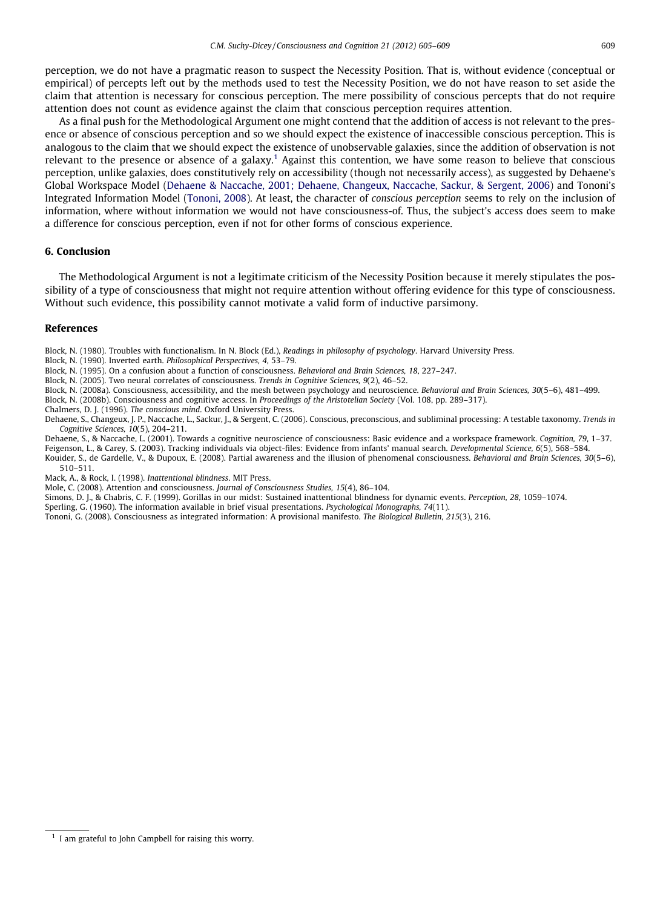perception, we do not have a pragmatic reason to suspect the Necessity Position. That is, without evidence (conceptual or empirical) of percepts left out by the methods used to test the Necessity Position, we do not have reason to set aside the claim that attention is necessary for conscious perception. The mere possibility of conscious percepts that do not require attention does not count as evidence against the claim that conscious perception requires attention.

As a final push for the Methodological Argument one might contend that the addition of access is not relevant to the presence or absence of conscious perception and so we should expect the existence of inaccessible conscious perception. This is analogous to the claim that we should expect the existence of unobservable galaxies, since the addition of observation is not relevant to the presence or absence of a galaxy.[1] Against this contention, we have some reason to believe that conscious perception, unlike galaxies, does constitutively rely on accessibility (though not necessarily access), as suggested by Dehaene's Global Workspace Model (Dehaene & Naccache, 2001; Dehaene, Changeux, Naccache, Sackur, & Sergent, 2006) and Tononi's Integrated Information Model (Tononi, 2008). At least, the character of *conscious perception* seems to rely on the inclusion of information, where without information we would not have consciousness-of. Thus, the subject's access does seem to make a difference for conscious perception, even if not for other forms of conscious experience.

## 6. Conclusion

The Methodological Argument is not a legitimate criticism of the Necessity Position because it merely stipulates the possibility of a type of consciousness that might not require attention without offering evidence for this type of consciousness. Without such evidence, this possibility cannot motivate a valid form of inductive parsimony.

## References

Block, N. (1980). Troubles with functionalism. In N. Block (Ed.), *Readings in philosophy of psychology*. Harvard University Press.

Block, N. (1990). Inverted earth. *Philosophical Perspectives, 4*, 53–79.

Block, N. (1995). On a confusion about a function of consciousness. *Behavioral and Brain Sciences, 18*, 227–247.

Block, N. (2005). Two neural correlates of consciousness. *Trends in Cognitive Sciences, 9*(2), 46–52.

Block, N. (2008a). Consciousness, accessibility, and the mesh between psychology and neuroscience. *Behavioral and Brain Sciences, 30*(5–6), 481–499.

Block, N. (2008b). Consciousness and cognitive access. In *Proceedings of the Aristotelian Society* (Vol. 108, pp. 289–317).

Chalmers, D. J. (1996). *The conscious mind*. Oxford University Press.

Dehaene, S., Changeux, J. P., Naccache, L., Sackur, J., & Sergent, C. (2006). Conscious, preconscious, and subliminal processing: A testable taxonomy. *Trends in Cognitive Sciences, 10*(5), 204–211.

Dehaene, S., & Naccache, L. (2001). Towards a cognitive neuroscience of consciousness: Basic evidence and a workspace framework. *Cognition, 79*, 1–37.

Feigenson, L., & Carey, S. (2003). Tracking individuals via object-files: Evidence from infants' manual search. *Developmental Science, 6*(5), 568–584.

Kouider, S., de Gardelle, V., & Dupoux, E. (2008). Partial awareness and the illusion of phenomenal consciousness. *Behavioral and Brain Sciences, 30*(5–6), 510–511.

Mack, A., & Rock, I. (1998). *Inattentional blindness*. MIT Press.

Mole, C. (2008). Attention and consciousness. *Journal of Consciousness Studies, 15*(4), 86–104.

Simons, D. J., & Chabris, C. F. (1999). Gorillas in our midst: Sustained inattentional blindness for dynamic events. *Perception, 28*, 1059–1074.

Sperling, G. (1960). The information available in brief visual presentations. *Psychological Monographs, 74*(11).

Tononi, G. (2008). Consciousness as integrated information: A provisional manifesto. *The Biological Bulletin, 215*(3), 216.

[1] I am grateful to John Campbell for raising this worry.